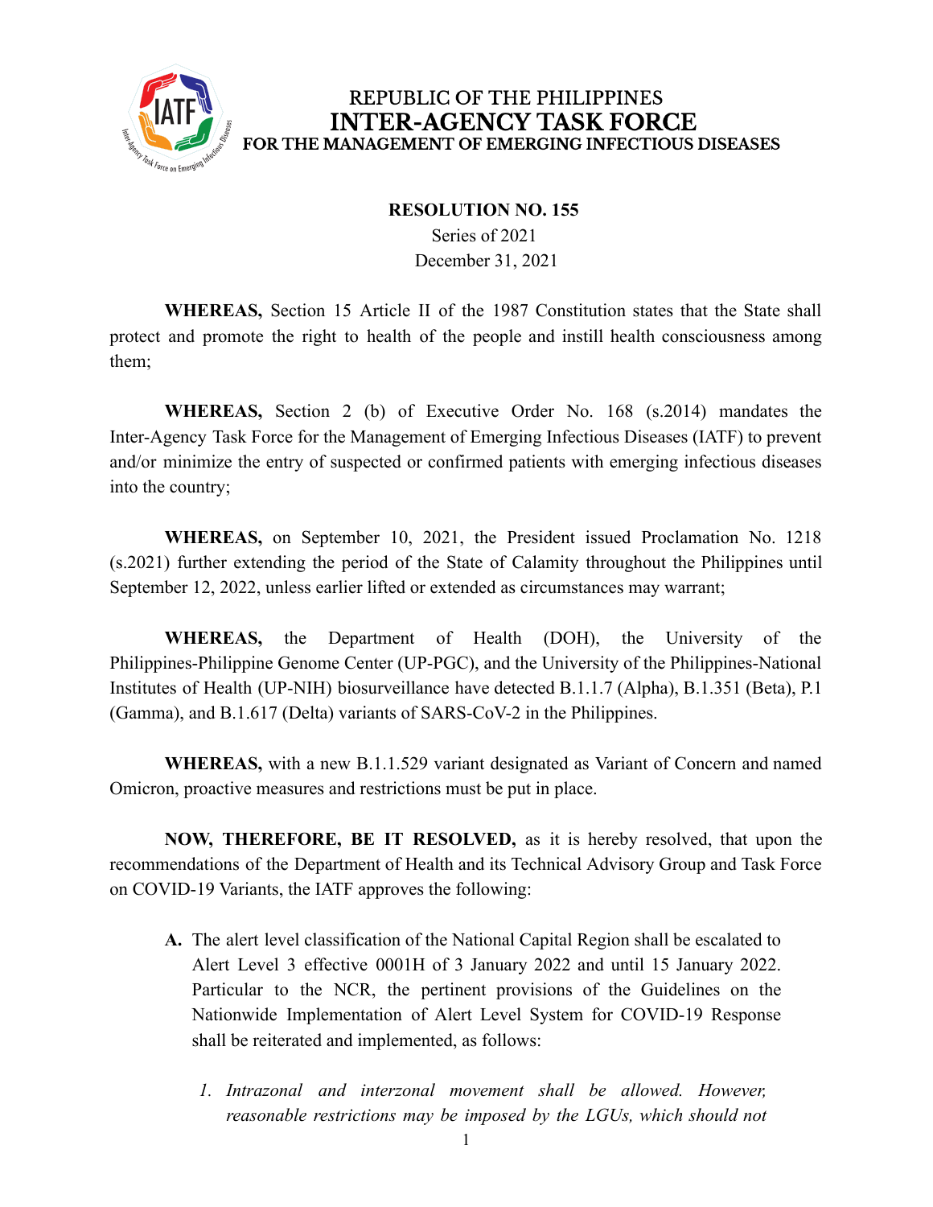REPUBLIC OF THE PHILIPPINES
**INTER-AGENCY TASK FORCE**
**FOR THE MANAGEMENT OF EMERGING INFECTIOUS DISEASES**

**RESOLUTION NO. 155**
Series of 2021
December 31, 2021

**WHEREAS,** Section 15 Article II of the 1987 Constitution states that the State shall protect and promote the right to health of the people and instill health consciousness among them;

**WHEREAS,** Section 2 (b) of Executive Order No. 168 (s.2014) mandates the Inter-Agency Task Force for the Management of Emerging Infectious Diseases (IATF) to prevent and/or minimize the entry of suspected or confirmed patients with emerging infectious diseases into the country;

**WHEREAS,** on September 10, 2021, the President issued Proclamation No. 1218 (s.2021) further extending the period of the State of Calamity throughout the Philippines until September 12, 2022, unless earlier lifted or extended as circumstances may warrant;

**WHEREAS,** the Department of Health (DOH), the University of the Philippines-Philippine Genome Center (UP-PGC), and the University of the Philippines-National Institutes of Health (UP-NIH) biosurveillance have detected B.1.1.7 (Alpha), B.1.351 (Beta), P.1 (Gamma), and B.1.617 (Delta) variants of SARS-CoV-2 in the Philippines.

**WHEREAS,** with a new B.1.1.529 variant designated as Variant of Concern and named Omicron, proactive measures and restrictions must be put in place.

**NOW, THEREFORE, BE IT RESOLVED,** as it is hereby resolved, that upon the recommendations of the Department of Health and its Technical Advisory Group and Task Force on COVID-19 Variants, the IATF approves the following:

**A.** The alert level classification of the National Capital Region shall be escalated to Alert Level 3 effective 0001H of 3 January 2022 and until 15 January 2022. Particular to the NCR, the pertinent provisions of the Guidelines on the Nationwide Implementation of Alert Level System for COVID-19 Response shall be reiterated and implemented, as follows:

1. *Intrazonal and interzonal movement shall be allowed. However, reasonable restrictions may be imposed by the LGUs, which should not*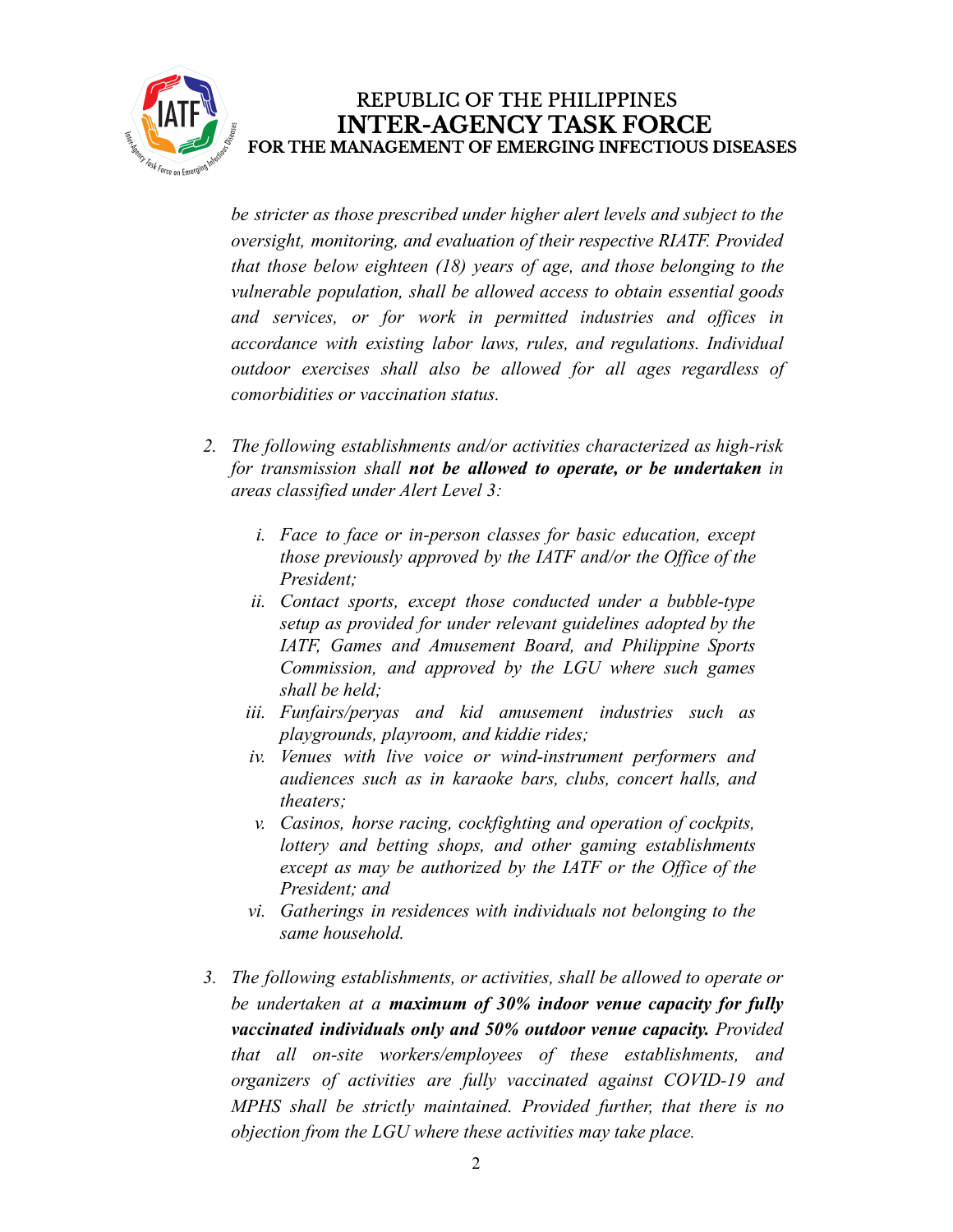*be stricter as those prescribed under higher alert levels and subject to the oversight, monitoring, and evaluation of their respective RIATF. Provided that those below eighteen (18) years of age, and those belonging to the vulnerable population, shall be allowed access to obtain essential goods and services, or for work in permitted industries and offices in accordance with existing labor laws, rules, and regulations. Individual outdoor exercises shall also be allowed for all ages regardless of comorbidities or vaccination status.*

2. *The following establishments and/or activities characterized as high-risk for transmission shall* ***not be allowed to operate, or be undertaken*** *in areas classified under Alert Level 3:*

    i. *Face to face or in-person classes for basic education, except those previously approved by the IATF and/or the Office of the President;*

    ii. *Contact sports, except those conducted under a bubble-type setup as provided for under relevant guidelines adopted by the IATF, Games and Amusement Board, and Philippine Sports Commission, and approved by the LGU where such games shall be held;*

    iii. *Funfairs/peryas and kid amusement industries such as playgrounds, playroom, and kiddie rides;*

    iv. *Venues with live voice or wind-instrument performers and audiences such as in karaoke bars, clubs, concert halls, and theaters;*

    v. *Casinos, horse racing, cockfighting and operation of cockpits, lottery and betting shops, and other gaming establishments except as may be authorized by the IATF or the Office of the President; and*

    vi. *Gatherings in residences with individuals not belonging to the same household.*

3. *The following establishments, or activities, shall be allowed to operate or be undertaken at a* ***maximum of 30% indoor venue capacity for fully vaccinated individuals only and 50% outdoor venue capacity.*** *Provided that all on-site workers/employees of these establishments, and organizers of activities are fully vaccinated against COVID-19 and MPHS shall be strictly maintained. Provided further, that there is no objection from the LGU where these activities may take place.*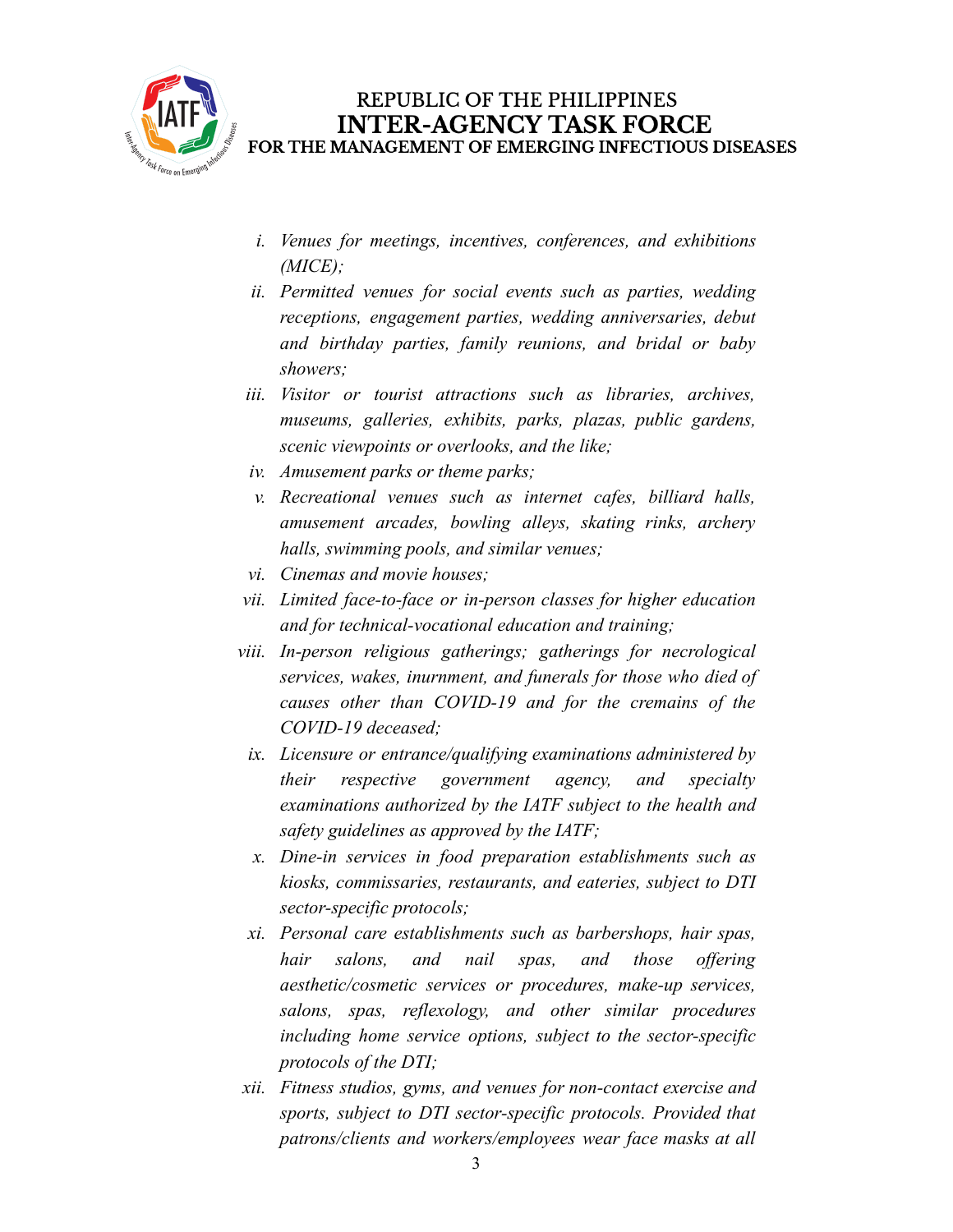i. *Venues for meetings, incentives, conferences, and exhibitions (MICE);*

ii. *Permitted venues for social events such as parties, wedding receptions, engagement parties, wedding anniversaries, debut and birthday parties, family reunions, and bridal or baby showers;*

iii. *Visitor or tourist attractions such as libraries, archives, museums, galleries, exhibits, parks, plazas, public gardens, scenic viewpoints or overlooks, and the like;*

iv. *Amusement parks or theme parks;*

v. *Recreational venues such as internet cafes, billiard halls, amusement arcades, bowling alleys, skating rinks, archery halls, swimming pools, and similar venues;*

vi. *Cinemas and movie houses;*

vii. *Limited face-to-face or in-person classes for higher education and for technical-vocational education and training;*

viii. *In-person religious gatherings; gatherings for necrological services, wakes, inurnment, and funerals for those who died of causes other than COVID-19 and for the cremains of the COVID-19 deceased;*

ix. *Licensure or entrance/qualifying examinations administered by their respective government agency, and specialty examinations authorized by the IATF subject to the health and safety guidelines as approved by the IATF;*

x. *Dine-in services in food preparation establishments such as kiosks, commissaries, restaurants, and eateries, subject to DTI sector-specific protocols;*

xi. *Personal care establishments such as barbershops, hair spas, hair salons, and nail spas, and those offering aesthetic/cosmetic services or procedures, make-up services, salons, spas, reflexology, and other similar procedures including home service options, subject to the sector-specific protocols of the DTI;*

xii. *Fitness studios, gyms, and venues for non-contact exercise and sports, subject to DTI sector-specific protocols. Provided that patrons/clients and workers/employees wear face masks at all*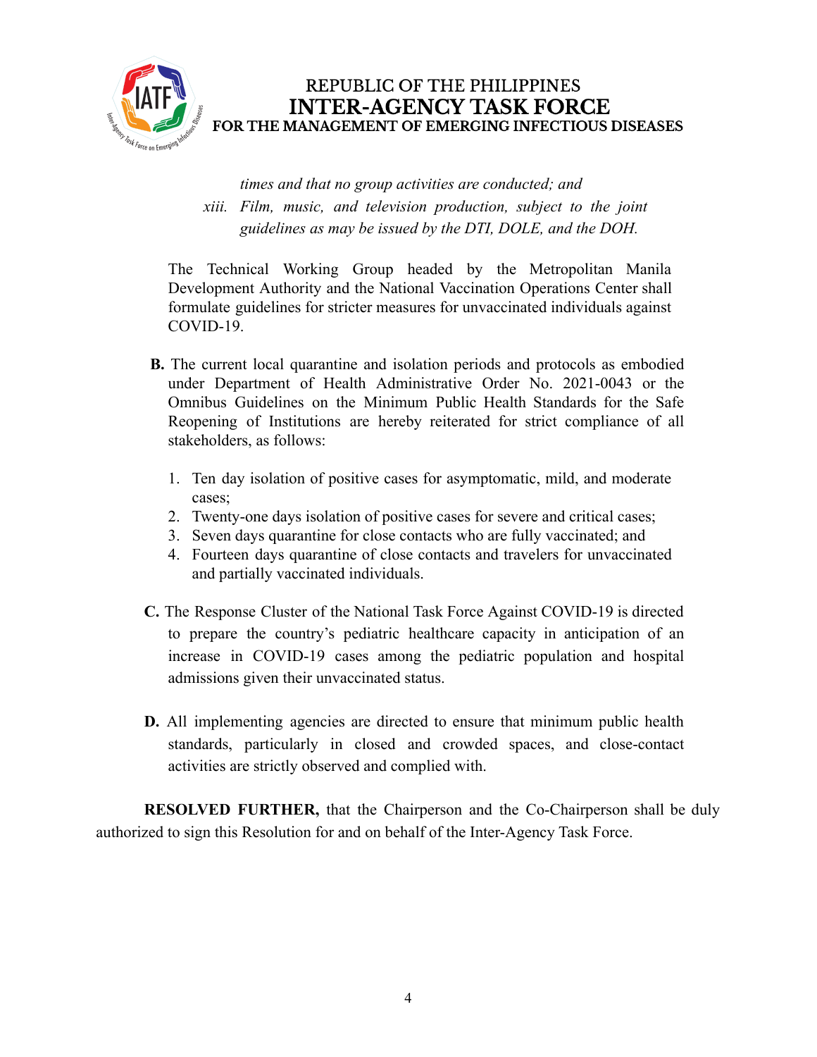*times and that no group activities are conducted; and*

xiii. *Film, music, and television production, subject to the joint guidelines as may be issued by the DTI, DOLE, and the DOH.*

The Technical Working Group headed by the Metropolitan Manila Development Authority and the National Vaccination Operations Center shall formulate guidelines for stricter measures for unvaccinated individuals against COVID-19.

**B.** The current local quarantine and isolation periods and protocols as embodied under Department of Health Administrative Order No. 2021-0043 or the Omnibus Guidelines on the Minimum Public Health Standards for the Safe Reopening of Institutions are hereby reiterated for strict compliance of all stakeholders, as follows:

1. Ten day isolation of positive cases for asymptomatic, mild, and moderate cases;
2. Twenty-one days isolation of positive cases for severe and critical cases;
3. Seven days quarantine for close contacts who are fully vaccinated; and
4. Fourteen days quarantine of close contacts and travelers for unvaccinated and partially vaccinated individuals.

**C.** The Response Cluster of the National Task Force Against COVID-19 is directed to prepare the country's pediatric healthcare capacity in anticipation of an increase in COVID-19 cases among the pediatric population and hospital admissions given their unvaccinated status.

**D.** All implementing agencies are directed to ensure that minimum public health standards, particularly in closed and crowded spaces, and close-contact activities are strictly observed and complied with.

**RESOLVED FURTHER,** that the Chairperson and the Co-Chairperson shall be duly authorized to sign this Resolution for and on behalf of the Inter-Agency Task Force.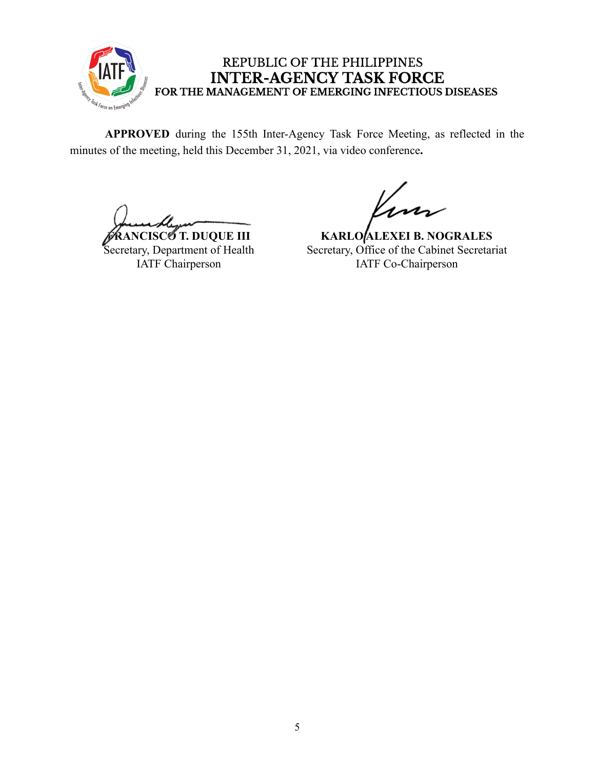REPUBLIC OF THE PHILIPPINES
**INTER-AGENCY TASK FORCE**
**FOR THE MANAGEMENT OF EMERGING INFECTIOUS DISEASES**

**APPROVED** during the 155th Inter-Agency Task Force Meeting, as reflected in the minutes of the meeting, held this December 31, 2021, via video conference**.**

**FRANCISCO T. DUQUE III**
Secretary, Department of Health
IATF Chairperson

**KARLO ALEXEI B. NOGRALES**
Secretary, Office of the Cabinet Secretariat
IATF Co-Chairperson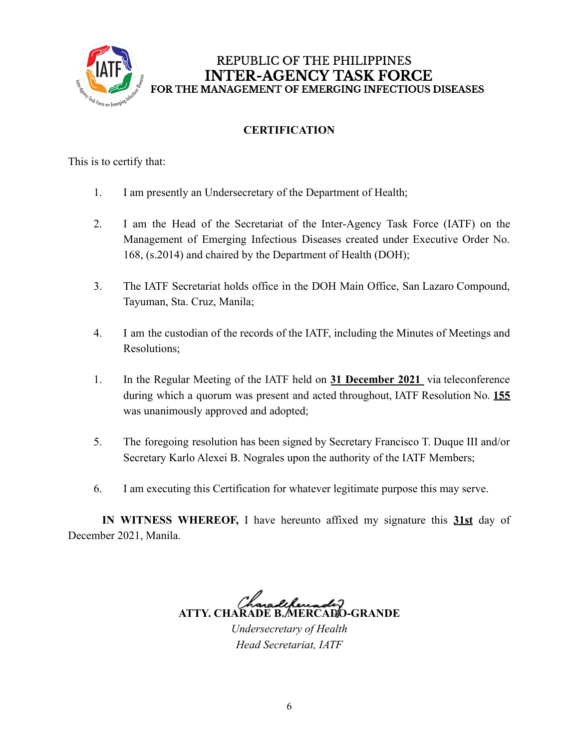REPUBLIC OF THE PHILIPPINES
**INTER-AGENCY TASK FORCE**
**FOR THE MANAGEMENT OF EMERGING INFECTIOUS DISEASES**

**CERTIFICATION**

This is to certify that:

1. I am presently an Undersecretary of the Department of Health;

2. I am the Head of the Secretariat of the Inter-Agency Task Force (IATF) on the Management of Emerging Infectious Diseases created under Executive Order No. 168, (s.2014) and chaired by the Department of Health (DOH);

3. The IATF Secretariat holds office in the DOH Main Office, San Lazaro Compound, Tayuman, Sta. Cruz, Manila;

4. I am the custodian of the records of the IATF, including the Minutes of Meetings and Resolutions;

1. In the Regular Meeting of the IATF held on **31 December 2021** via teleconference during which a quorum was present and acted throughout, IATF Resolution No. **155** was unanimously approved and adopted;

5. The foregoing resolution has been signed by Secretary Francisco T. Duque III and/or Secretary Karlo Alexei B. Nograles upon the authority of the IATF Members;

6. I am executing this Certification for whatever legitimate purpose this may serve.

**IN WITNESS WHEREOF,** I have hereunto affixed my signature this **31st** day of December 2021, Manila.

**ATTY. CHARADE B. MERCADO-GRANDE**
*Undersecretary of Health*
*Head Secretariat, IATF*